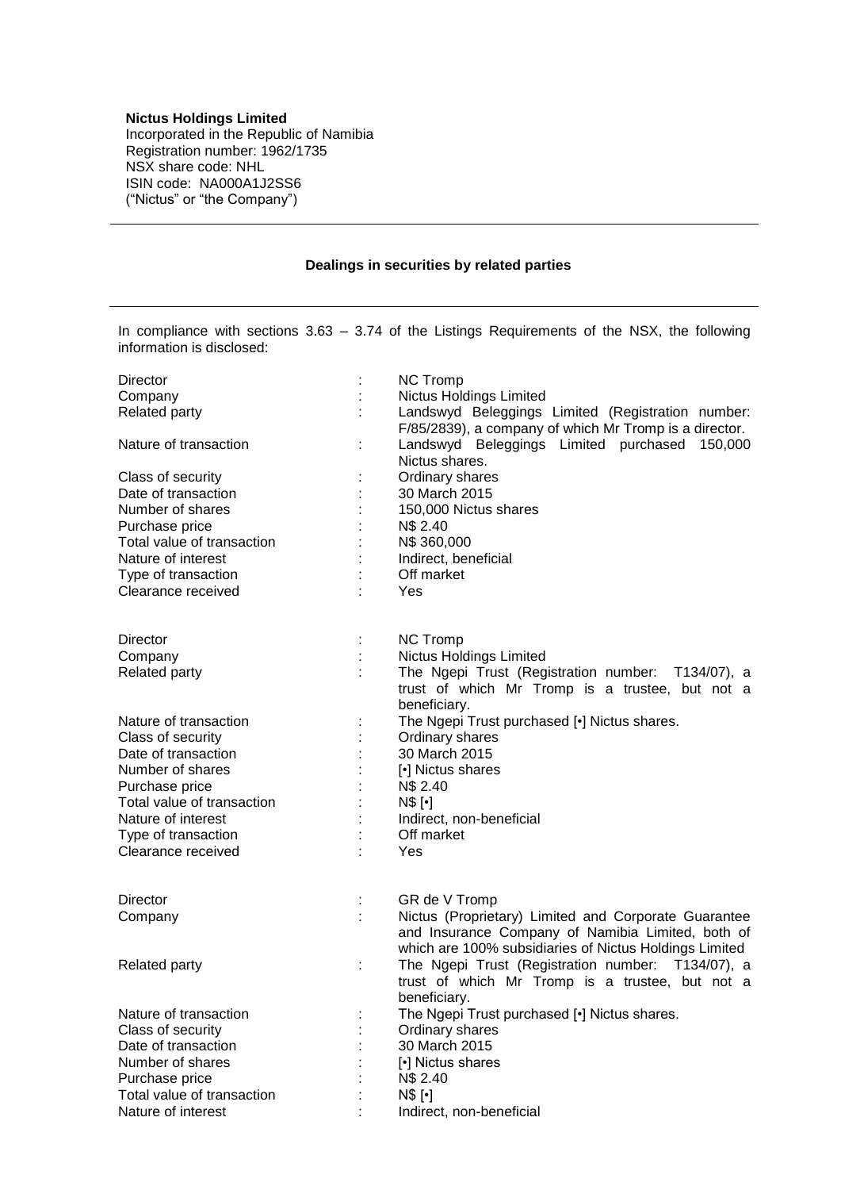**Nictus Holdings Limited**
Incorporated in the Republic of Namibia
Registration number: 1962/1735
NSX share code: NHL
ISIN code: NA000A1J2SS6
("Nictus" or "the Company")

---

**Dealings in securities by related parties**

---

In compliance with sections 3.63 – 3.74 of the Listings Requirements of the NSX, the following information is disclosed:

| | | |
|---|---|---|
| Director | : | NC Tromp |
| Company | : | Nictus Holdings Limited |
| Related party | : | Landswyd Beleggings Limited (Registration number: F/85/2839), a company of which Mr Tromp is a director. |
| Nature of transaction | : | Landswyd Beleggings Limited purchased 150,000 Nictus shares. |
| Class of security | : | Ordinary shares |
| Date of transaction | : | 30 March 2015 |
| Number of shares | : | 150,000 Nictus shares |
| Purchase price | : | N$ 2.40 |
| Total value of transaction | : | N$ 360,000 |
| Nature of interest | : | Indirect, beneficial |
| Type of transaction | : | Off market |
| Clearance received | : | Yes |

| | | |
|---|---|---|
| Director | : | NC Tromp |
| Company | : | Nictus Holdings Limited |
| Related party | : | The Ngepi Trust (Registration number: T134/07), a trust of which Mr Tromp is a trustee, but not a beneficiary. |
| Nature of transaction | : | The Ngepi Trust purchased [•] Nictus shares. |
| Class of security | : | Ordinary shares |
| Date of transaction | : | 30 March 2015 |
| Number of shares | : | [•] Nictus shares |
| Purchase price | : | N$ 2.40 |
| Total value of transaction | : | N$ [•] |
| Nature of interest | : | Indirect, non-beneficial |
| Type of transaction | : | Off market |
| Clearance received | : | Yes |

| | | |
|---|---|---|
| Director | : | GR de V Tromp |
| Company | : | Nictus (Proprietary) Limited and Corporate Guarantee and Insurance Company of Namibia Limited, both of which are 100% subsidiaries of Nictus Holdings Limited |
| Related party | : | The Ngepi Trust (Registration number: T134/07), a trust of which Mr Tromp is a trustee, but not a beneficiary. |
| Nature of transaction | : | The Ngepi Trust purchased [•] Nictus shares. |
| Class of security | : | Ordinary shares |
| Date of transaction | : | 30 March 2015 |
| Number of shares | : | [•] Nictus shares |
| Purchase price | : | N$ 2.40 |
| Total value of transaction | : | N$ [•] |
| Nature of interest | : | Indirect, non-beneficial |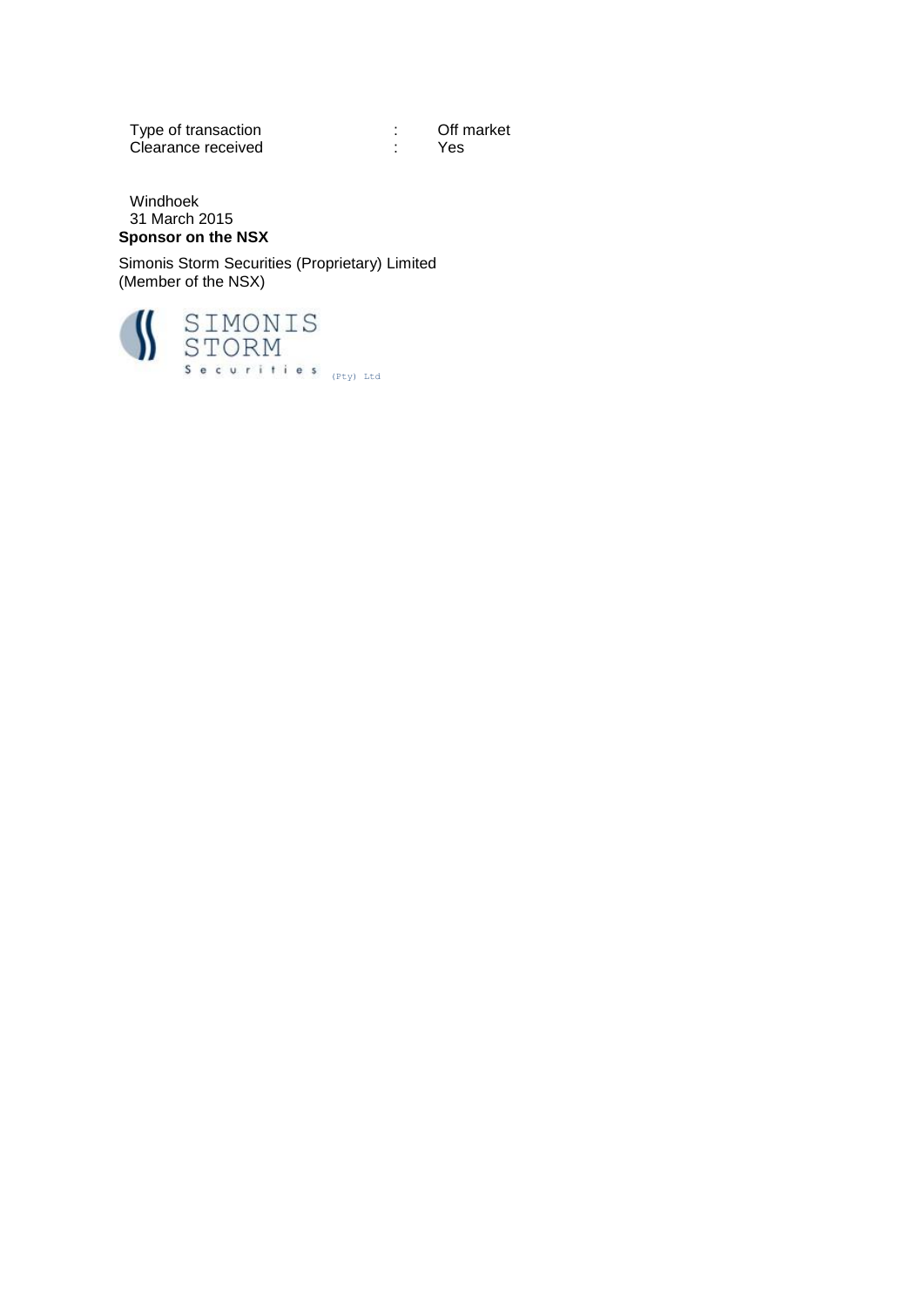| | | |
|---|---|---|
| Type of transaction | : | Off market |
| Clearance received | : | Yes |

Windhoek
31 March 2015

**Sponsor on the NSX**

Simonis Storm Securities (Proprietary) Limited
(Member of the NSX)

SIMONIS
STORM
Securities (Pty) Ltd